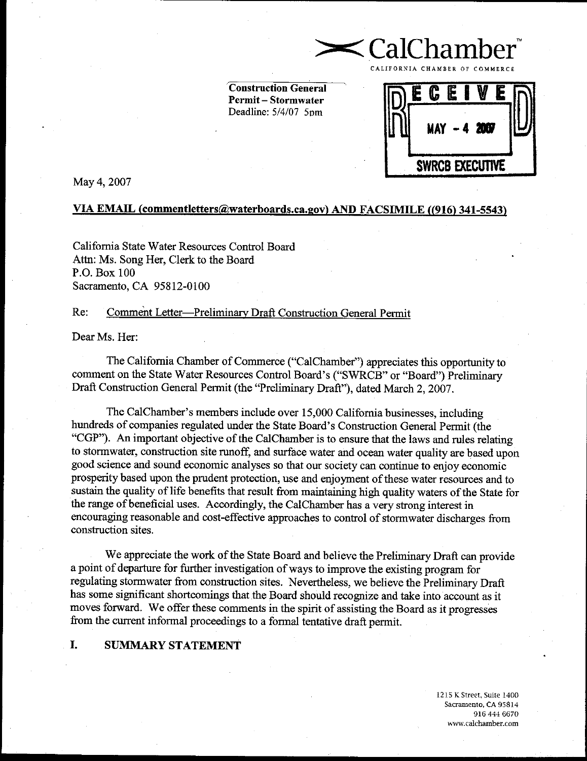CalChamber™

CALIFORNIA CHAMBER OF COMMERCE

**Construction General Permit – Stormwater**
Deadline: 5/4/07 5pm

RECEIVED
MAY - 4 2007
SWRCB EXECUTIVE

May 4, 2007

**VIA EMAIL (commentletters@waterboards.ca.gov) AND FACSIMILE ((916) 341-5543)**

California State Water Resources Control Board
Attn: Ms. Song Her, Clerk to the Board
P.O. Box 100
Sacramento, CA 95812-0100

Re: Comment Letter—Preliminary Draft Construction General Permit

Dear Ms. Her:

The California Chamber of Commerce ("CalChamber") appreciates this opportunity to comment on the State Water Resources Control Board's ("SWRCB" or "Board") Preliminary Draft Construction General Permit (the "Preliminary Draft"), dated March 2, 2007.

The CalChamber's members include over 15,000 California businesses, including hundreds of companies regulated under the State Board's Construction General Permit (the "CGP"). An important objective of the CalChamber is to ensure that the laws and rules relating to stormwater, construction site runoff, and surface water and ocean water quality are based upon good science and sound economic analyses so that our society can continue to enjoy economic prosperity based upon the prudent protection, use and enjoyment of these water resources and to sustain the quality of life benefits that result from maintaining high quality waters of the State for the range of beneficial uses. Accordingly, the CalChamber has a very strong interest in encouraging reasonable and cost-effective approaches to control of stormwater discharges from construction sites.

We appreciate the work of the State Board and believe the Preliminary Draft can provide a point of departure for further investigation of ways to improve the existing program for regulating stormwater from construction sites. Nevertheless, we believe the Preliminary Draft has some significant shortcomings that the Board should recognize and take into account as it moves forward. We offer these comments in the spirit of assisting the Board as it progresses from the current informal proceedings to a formal tentative draft permit.

## I. SUMMARY STATEMENT

1215 K Street, Suite 1400
Sacramento, CA 95814
916 444 6670
www.calchamber.com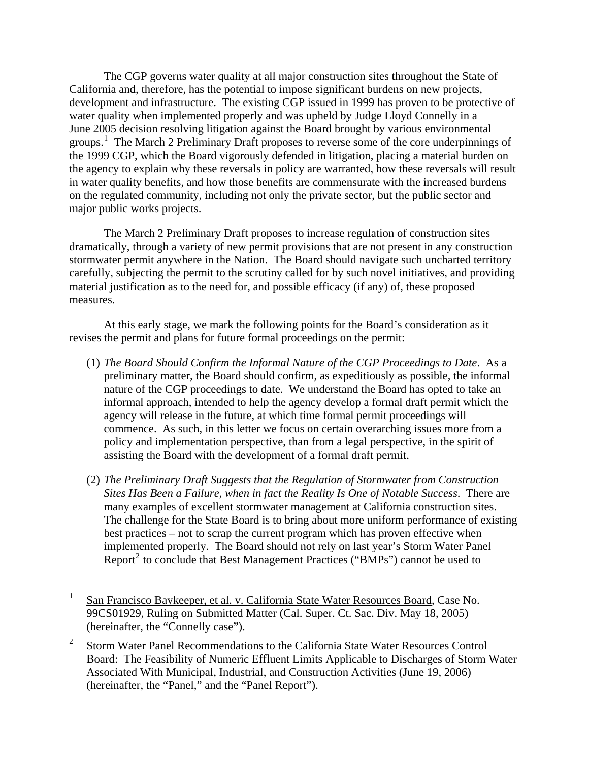The CGP governs water quality at all major construction sites throughout the State of California and, therefore, has the potential to impose significant burdens on new projects, development and infrastructure. The existing CGP issued in 1999 has proven to be protective of water quality when implemented properly and was upheld by Judge Lloyd Connelly in a June 2005 decision resolving litigation against the Board brought by various environmental groups.[1] The March 2 Preliminary Draft proposes to reverse some of the core underpinnings of the 1999 CGP, which the Board vigorously defended in litigation, placing a material burden on the agency to explain why these reversals in policy are warranted, how these reversals will result in water quality benefits, and how those benefits are commensurate with the increased burdens on the regulated community, including not only the private sector, but the public sector and major public works projects.

The March 2 Preliminary Draft proposes to increase regulation of construction sites dramatically, through a variety of new permit provisions that are not present in any construction stormwater permit anywhere in the Nation. The Board should navigate such uncharted territory carefully, subjecting the permit to the scrutiny called for by such novel initiatives, and providing material justification as to the need for, and possible efficacy (if any) of, these proposed measures.

At this early stage, we mark the following points for the Board's consideration as it revises the permit and plans for future formal proceedings on the permit:

(1) *The Board Should Confirm the Informal Nature of the CGP Proceedings to Date*. As a preliminary matter, the Board should confirm, as expeditiously as possible, the informal nature of the CGP proceedings to date. We understand the Board has opted to take an informal approach, intended to help the agency develop a formal draft permit which the agency will release in the future, at which time formal permit proceedings will commence. As such, in this letter we focus on certain overarching issues more from a policy and implementation perspective, than from a legal perspective, in the spirit of assisting the Board with the development of a formal draft permit.

(2) *The Preliminary Draft Suggests that the Regulation of Stormwater from Construction Sites Has Been a Failure, when in fact the Reality Is One of Notable Success*. There are many examples of excellent stormwater management at California construction sites. The challenge for the State Board is to bring about more uniform performance of existing best practices – not to scrap the current program which has proven effective when implemented properly. The Board should not rely on last year's Storm Water Panel Report[2] to conclude that Best Management Practices ("BMPs") cannot be used to

---

[1] San Francisco Baykeeper, et al. v. California State Water Resources Board, Case No. 99CS01929, Ruling on Submitted Matter (Cal. Super. Ct. Sac. Div. May 18, 2005) (hereinafter, the "Connelly case").

[2] Storm Water Panel Recommendations to the California State Water Resources Control Board: The Feasibility of Numeric Effluent Limits Applicable to Discharges of Storm Water Associated With Municipal, Industrial, and Construction Activities (June 19, 2006) (hereinafter, the "Panel," and the "Panel Report").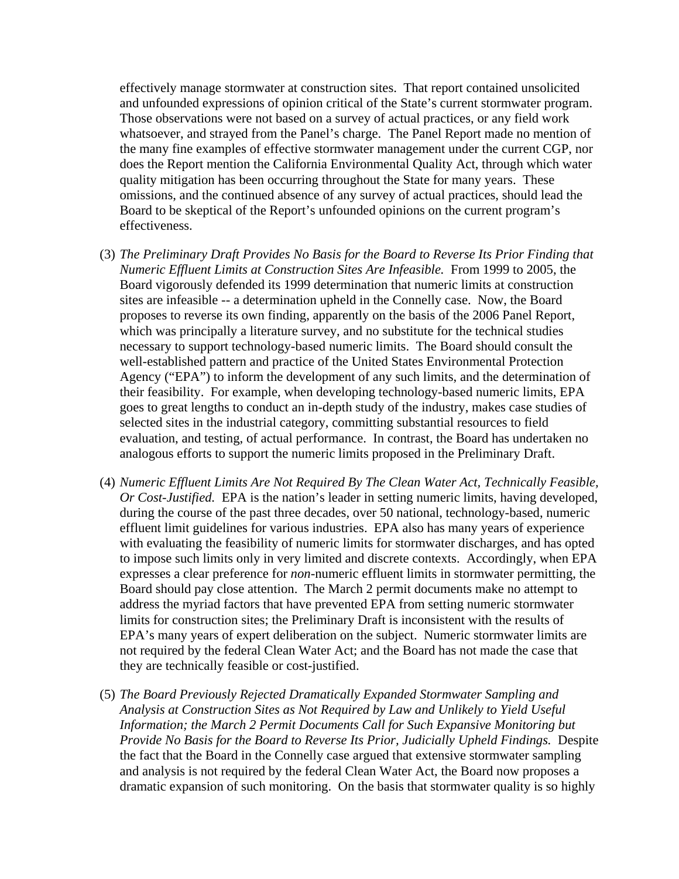effectively manage stormwater at construction sites. That report contained unsolicited and unfounded expressions of opinion critical of the State's current stormwater program. Those observations were not based on a survey of actual practices, or any field work whatsoever, and strayed from the Panel's charge. The Panel Report made no mention of the many fine examples of effective stormwater management under the current CGP, nor does the Report mention the California Environmental Quality Act, through which water quality mitigation has been occurring throughout the State for many years. These omissions, and the continued absence of any survey of actual practices, should lead the Board to be skeptical of the Report's unfounded opinions on the current program's effectiveness.

(3) *The Preliminary Draft Provides No Basis for the Board to Reverse Its Prior Finding that Numeric Effluent Limits at Construction Sites Are Infeasible.* From 1999 to 2005, the Board vigorously defended its 1999 determination that numeric limits at construction sites are infeasible -- a determination upheld in the Connelly case. Now, the Board proposes to reverse its own finding, apparently on the basis of the 2006 Panel Report, which was principally a literature survey, and no substitute for the technical studies necessary to support technology-based numeric limits. The Board should consult the well-established pattern and practice of the United States Environmental Protection Agency ("EPA") to inform the development of any such limits, and the determination of their feasibility. For example, when developing technology-based numeric limits, EPA goes to great lengths to conduct an in-depth study of the industry, makes case studies of selected sites in the industrial category, committing substantial resources to field evaluation, and testing, of actual performance. In contrast, the Board has undertaken no analogous efforts to support the numeric limits proposed in the Preliminary Draft.

(4) *Numeric Effluent Limits Are Not Required By The Clean Water Act, Technically Feasible, Or Cost-Justified.* EPA is the nation's leader in setting numeric limits, having developed, during the course of the past three decades, over 50 national, technology-based, numeric effluent limit guidelines for various industries. EPA also has many years of experience with evaluating the feasibility of numeric limits for stormwater discharges, and has opted to impose such limits only in very limited and discrete contexts. Accordingly, when EPA expresses a clear preference for *non*-numeric effluent limits in stormwater permitting, the Board should pay close attention. The March 2 permit documents make no attempt to address the myriad factors that have prevented EPA from setting numeric stormwater limits for construction sites; the Preliminary Draft is inconsistent with the results of EPA's many years of expert deliberation on the subject. Numeric stormwater limits are not required by the federal Clean Water Act; and the Board has not made the case that they are technically feasible or cost-justified.

(5) *The Board Previously Rejected Dramatically Expanded Stormwater Sampling and Analysis at Construction Sites as Not Required by Law and Unlikely to Yield Useful Information; the March 2 Permit Documents Call for Such Expansive Monitoring but Provide No Basis for the Board to Reverse Its Prior, Judicially Upheld Findings.* Despite the fact that the Board in the Connelly case argued that extensive stormwater sampling and analysis is not required by the federal Clean Water Act, the Board now proposes a dramatic expansion of such monitoring. On the basis that stormwater quality is so highly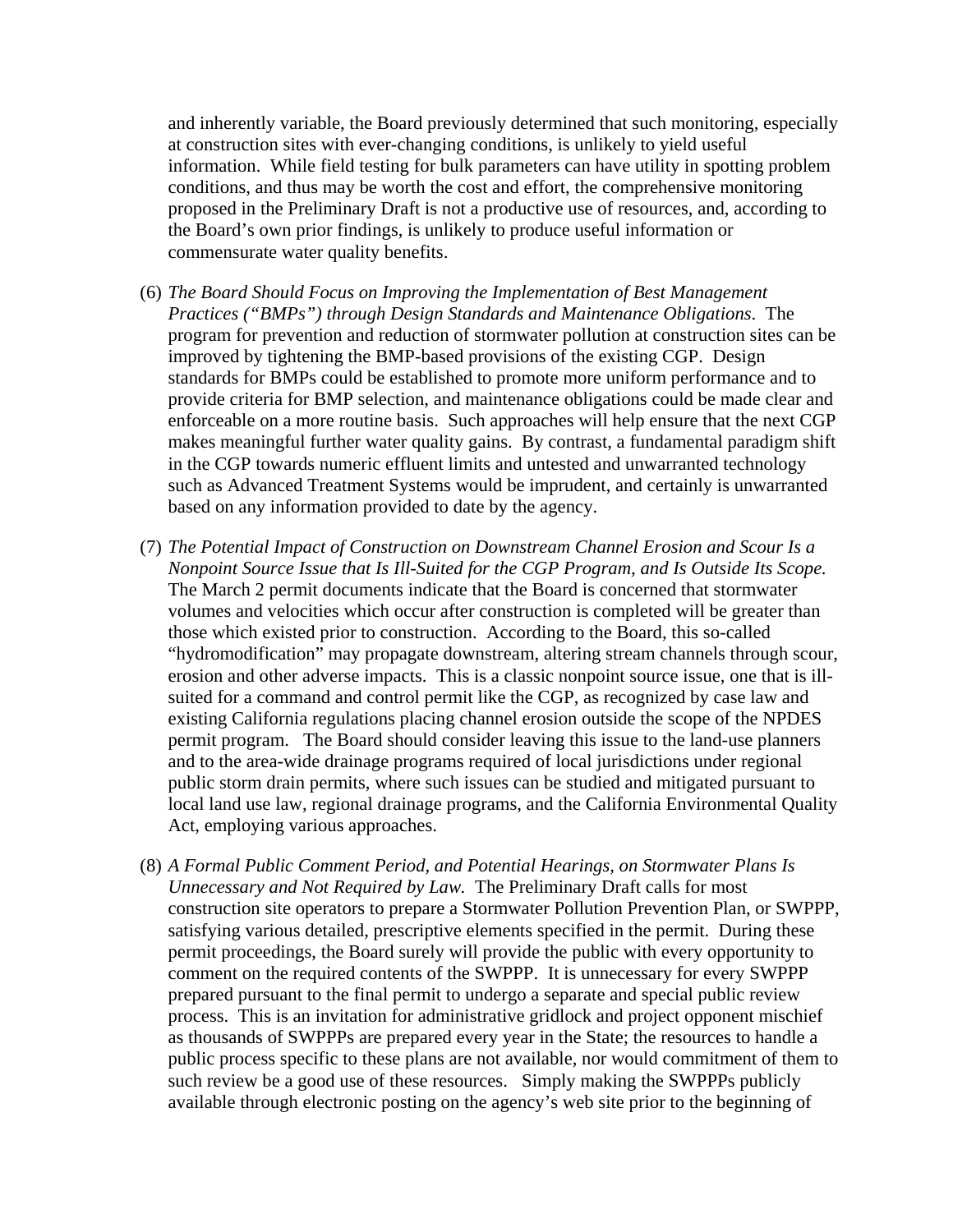and inherently variable, the Board previously determined that such monitoring, especially at construction sites with ever-changing conditions, is unlikely to yield useful information. While field testing for bulk parameters can have utility in spotting problem conditions, and thus may be worth the cost and effort, the comprehensive monitoring proposed in the Preliminary Draft is not a productive use of resources, and, according to the Board's own prior findings, is unlikely to produce useful information or commensurate water quality benefits.

(6) *The Board Should Focus on Improving the Implementation of Best Management Practices ("BMPs") through Design Standards and Maintenance Obligations.* The program for prevention and reduction of stormwater pollution at construction sites can be improved by tightening the BMP-based provisions of the existing CGP. Design standards for BMPs could be established to promote more uniform performance and to provide criteria for BMP selection, and maintenance obligations could be made clear and enforceable on a more routine basis. Such approaches will help ensure that the next CGP makes meaningful further water quality gains. By contrast, a fundamental paradigm shift in the CGP towards numeric effluent limits and untested and unwarranted technology such as Advanced Treatment Systems would be imprudent, and certainly is unwarranted based on any information provided to date by the agency.

(7) *The Potential Impact of Construction on Downstream Channel Erosion and Scour Is a Nonpoint Source Issue that Is Ill-Suited for the CGP Program, and Is Outside Its Scope.* The March 2 permit documents indicate that the Board is concerned that stormwater volumes and velocities which occur after construction is completed will be greater than those which existed prior to construction. According to the Board, this so-called "hydromodification" may propagate downstream, altering stream channels through scour, erosion and other adverse impacts. This is a classic nonpoint source issue, one that is ill-suited for a command and control permit like the CGP, as recognized by case law and existing California regulations placing channel erosion outside the scope of the NPDES permit program. The Board should consider leaving this issue to the land-use planners and to the area-wide drainage programs required of local jurisdictions under regional public storm drain permits, where such issues can be studied and mitigated pursuant to local land use law, regional drainage programs, and the California Environmental Quality Act, employing various approaches.

(8) *A Formal Public Comment Period, and Potential Hearings, on Stormwater Plans Is Unnecessary and Not Required by Law.* The Preliminary Draft calls for most construction site operators to prepare a Stormwater Pollution Prevention Plan, or SWPPP, satisfying various detailed, prescriptive elements specified in the permit. During these permit proceedings, the Board surely will provide the public with every opportunity to comment on the required contents of the SWPPP. It is unnecessary for every SWPPP prepared pursuant to the final permit to undergo a separate and special public review process. This is an invitation for administrative gridlock and project opponent mischief as thousands of SWPPPs are prepared every year in the State; the resources to handle a public process specific to these plans are not available, nor would commitment of them to such review be a good use of these resources. Simply making the SWPPPs publicly available through electronic posting on the agency's web site prior to the beginning of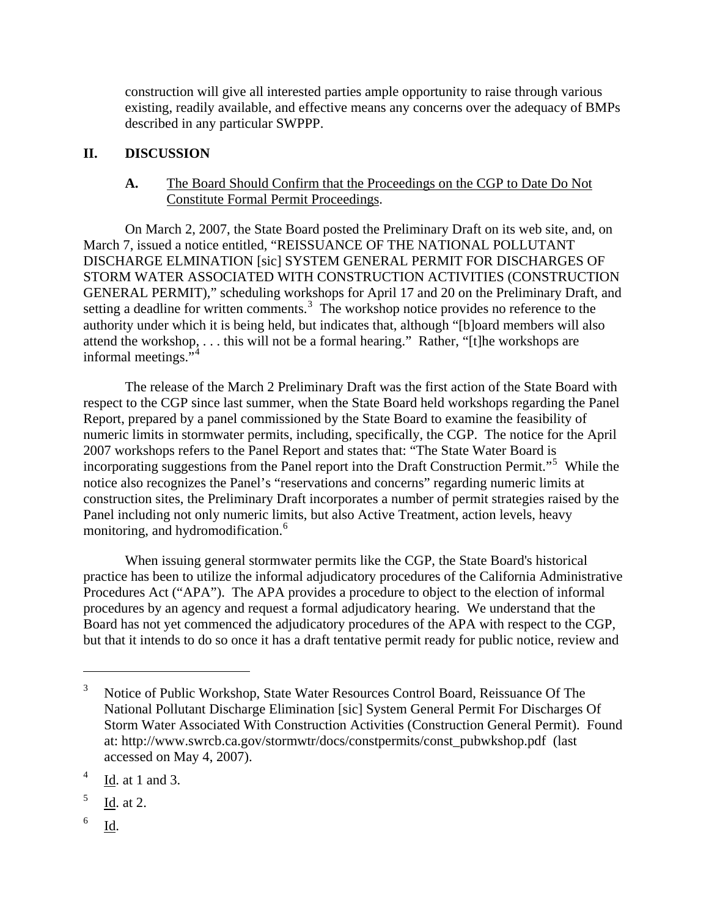construction will give all interested parties ample opportunity to raise through various existing, readily available, and effective means any concerns over the adequacy of BMPs described in any particular SWPPP.

## II. DISCUSSION

### A. <u>The Board Should Confirm that the Proceedings on the CGP to Date Do Not Constitute Formal Permit Proceedings</u>.

On March 2, 2007, the State Board posted the Preliminary Draft on its web site, and, on March 7, issued a notice entitled, "REISSUANCE OF THE NATIONAL POLLUTANT DISCHARGE ELMINATION [sic] SYSTEM GENERAL PERMIT FOR DISCHARGES OF STORM WATER ASSOCIATED WITH CONSTRUCTION ACTIVITIES (CONSTRUCTION GENERAL PERMIT)," scheduling workshops for April 17 and 20 on the Preliminary Draft, and setting a deadline for written comments.[3] The workshop notice provides no reference to the authority under which it is being held, but indicates that, although "[b]oard members will also attend the workshop, . . . this will not be a formal hearing." Rather, "[t]he workshops are informal meetings."[4]

The release of the March 2 Preliminary Draft was the first action of the State Board with respect to the CGP since last summer, when the State Board held workshops regarding the Panel Report, prepared by a panel commissioned by the State Board to examine the feasibility of numeric limits in stormwater permits, including, specifically, the CGP. The notice for the April 2007 workshops refers to the Panel Report and states that: "The State Water Board is incorporating suggestions from the Panel report into the Draft Construction Permit."[5] While the notice also recognizes the Panel's "reservations and concerns" regarding numeric limits at construction sites, the Preliminary Draft incorporates a number of permit strategies raised by the Panel including not only numeric limits, but also Active Treatment, action levels, heavy monitoring, and hydromodification.[6]

When issuing general stormwater permits like the CGP, the State Board's historical practice has been to utilize the informal adjudicatory procedures of the California Administrative Procedures Act ("APA"). The APA provides a procedure to object to the election of informal procedures by an agency and request a formal adjudicatory hearing. We understand that the Board has not yet commenced the adjudicatory procedures of the APA with respect to the CGP, but that it intends to do so once it has a draft tentative permit ready for public notice, review and

---

[3] Notice of Public Workshop, State Water Resources Control Board, Reissuance Of The National Pollutant Discharge Elimination [sic] System General Permit For Discharges Of Storm Water Associated With Construction Activities (Construction General Permit). Found at: http://www.swrcb.ca.gov/stormwtr/docs/constpermits/const_pubwkshop.pdf (last accessed on May 4, 2007).

[4] <u>Id</u>. at 1 and 3.

[5] <u>Id</u>. at 2.

[6] <u>Id</u>.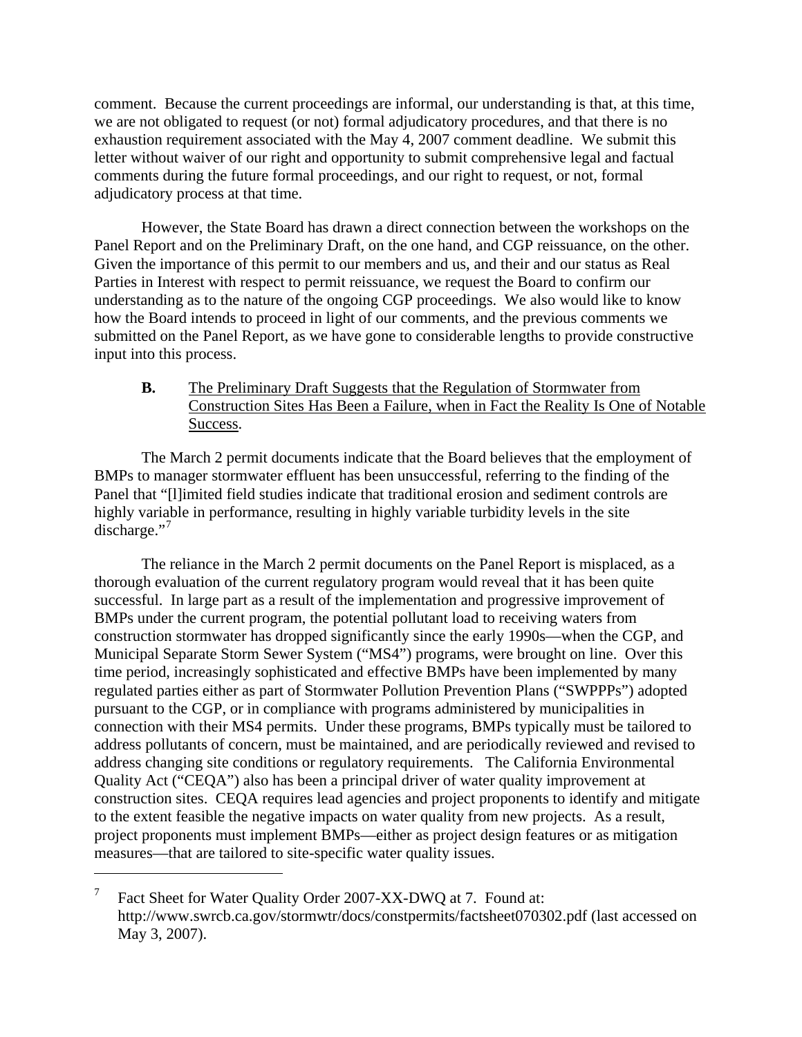comment. Because the current proceedings are informal, our understanding is that, at this time, we are not obligated to request (or not) formal adjudicatory procedures, and that there is no exhaustion requirement associated with the May 4, 2007 comment deadline. We submit this letter without waiver of our right and opportunity to submit comprehensive legal and factual comments during the future formal proceedings, and our right to request, or not, formal adjudicatory process at that time.

However, the State Board has drawn a direct connection between the workshops on the Panel Report and on the Preliminary Draft, on the one hand, and CGP reissuance, on the other. Given the importance of this permit to our members and us, and their and our status as Real Parties in Interest with respect to permit reissuance, we request the Board to confirm our understanding as to the nature of the ongoing CGP proceedings. We also would like to know how the Board intends to proceed in light of our comments, and the previous comments we submitted on the Panel Report, as we have gone to considerable lengths to provide constructive input into this process.

**B.** The Preliminary Draft Suggests that the Regulation of Stormwater from Construction Sites Has Been a Failure, when in Fact the Reality Is One of Notable Success.

The March 2 permit documents indicate that the Board believes that the employment of BMPs to manager stormwater effluent has been unsuccessful, referring to the finding of the Panel that "[l]imited field studies indicate that traditional erosion and sediment controls are highly variable in performance, resulting in highly variable turbidity levels in the site discharge."[7]

The reliance in the March 2 permit documents on the Panel Report is misplaced, as a thorough evaluation of the current regulatory program would reveal that it has been quite successful. In large part as a result of the implementation and progressive improvement of BMPs under the current program, the potential pollutant load to receiving waters from construction stormwater has dropped significantly since the early 1990s—when the CGP, and Municipal Separate Storm Sewer System ("MS4") programs, were brought on line. Over this time period, increasingly sophisticated and effective BMPs have been implemented by many regulated parties either as part of Stormwater Pollution Prevention Plans ("SWPPPs") adopted pursuant to the CGP, or in compliance with programs administered by municipalities in connection with their MS4 permits. Under these programs, BMPs typically must be tailored to address pollutants of concern, must be maintained, and are periodically reviewed and revised to address changing site conditions or regulatory requirements. The California Environmental Quality Act ("CEQA") also has been a principal driver of water quality improvement at construction sites. CEQA requires lead agencies and project proponents to identify and mitigate to the extent feasible the negative impacts on water quality from new projects. As a result, project proponents must implement BMPs—either as project design features or as mitigation measures—that are tailored to site-specific water quality issues.

---

[7] Fact Sheet for Water Quality Order 2007-XX-DWQ at 7. Found at: http://www.swrcb.ca.gov/stormwtr/docs/constpermits/factsheet070302.pdf (last accessed on May 3, 2007).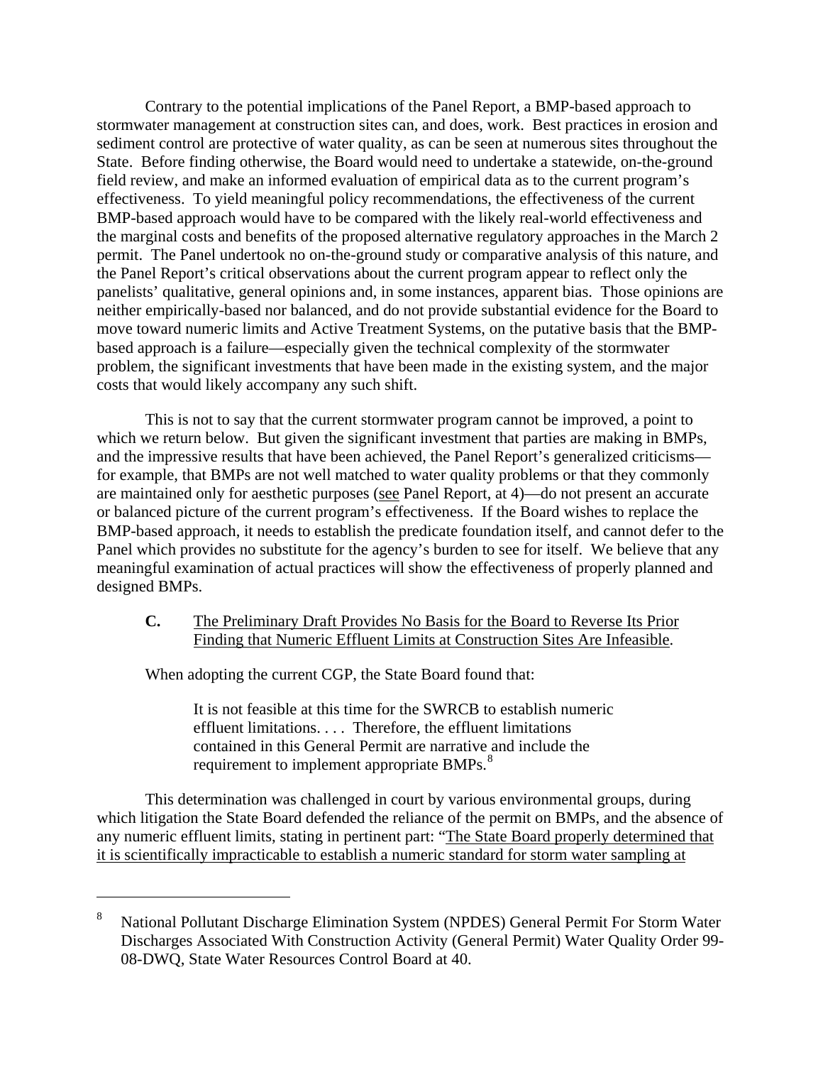Contrary to the potential implications of the Panel Report, a BMP-based approach to stormwater management at construction sites can, and does, work. Best practices in erosion and sediment control are protective of water quality, as can be seen at numerous sites throughout the State. Before finding otherwise, the Board would need to undertake a statewide, on-the-ground field review, and make an informed evaluation of empirical data as to the current program's effectiveness. To yield meaningful policy recommendations, the effectiveness of the current BMP-based approach would have to be compared with the likely real-world effectiveness and the marginal costs and benefits of the proposed alternative regulatory approaches in the March 2 permit. The Panel undertook no on-the-ground study or comparative analysis of this nature, and the Panel Report's critical observations about the current program appear to reflect only the panelists' qualitative, general opinions and, in some instances, apparent bias. Those opinions are neither empirically-based nor balanced, and do not provide substantial evidence for the Board to move toward numeric limits and Active Treatment Systems, on the putative basis that the BMP-based approach is a failure—especially given the technical complexity of the stormwater problem, the significant investments that have been made in the existing system, and the major costs that would likely accompany any such shift.

This is not to say that the current stormwater program cannot be improved, a point to which we return below. But given the significant investment that parties are making in BMPs, and the impressive results that have been achieved, the Panel Report's generalized criticisms—for example, that BMPs are not well matched to water quality problems or that they commonly are maintained only for aesthetic purposes (see Panel Report, at 4)—do not present an accurate or balanced picture of the current program's effectiveness. If the Board wishes to replace the BMP-based approach, it needs to establish the predicate foundation itself, and cannot defer to the Panel which provides no substitute for the agency's burden to see for itself. We believe that any meaningful examination of actual practices will show the effectiveness of properly planned and designed BMPs.

**C.** The Preliminary Draft Provides No Basis for the Board to Reverse Its Prior Finding that Numeric Effluent Limits at Construction Sites Are Infeasible.

When adopting the current CGP, the State Board found that:

> It is not feasible at this time for the SWRCB to establish numeric effluent limitations. . . . Therefore, the effluent limitations contained in this General Permit are narrative and include the requirement to implement appropriate BMPs.[8]

This determination was challenged in court by various environmental groups, during which litigation the State Board defended the reliance of the permit on BMPs, and the absence of any numeric effluent limits, stating in pertinent part: "The State Board properly determined that it is scientifically impracticable to establish a numeric standard for storm water sampling at

---

[8] National Pollutant Discharge Elimination System (NPDES) General Permit For Storm Water Discharges Associated With Construction Activity (General Permit) Water Quality Order 99-08-DWQ, State Water Resources Control Board at 40.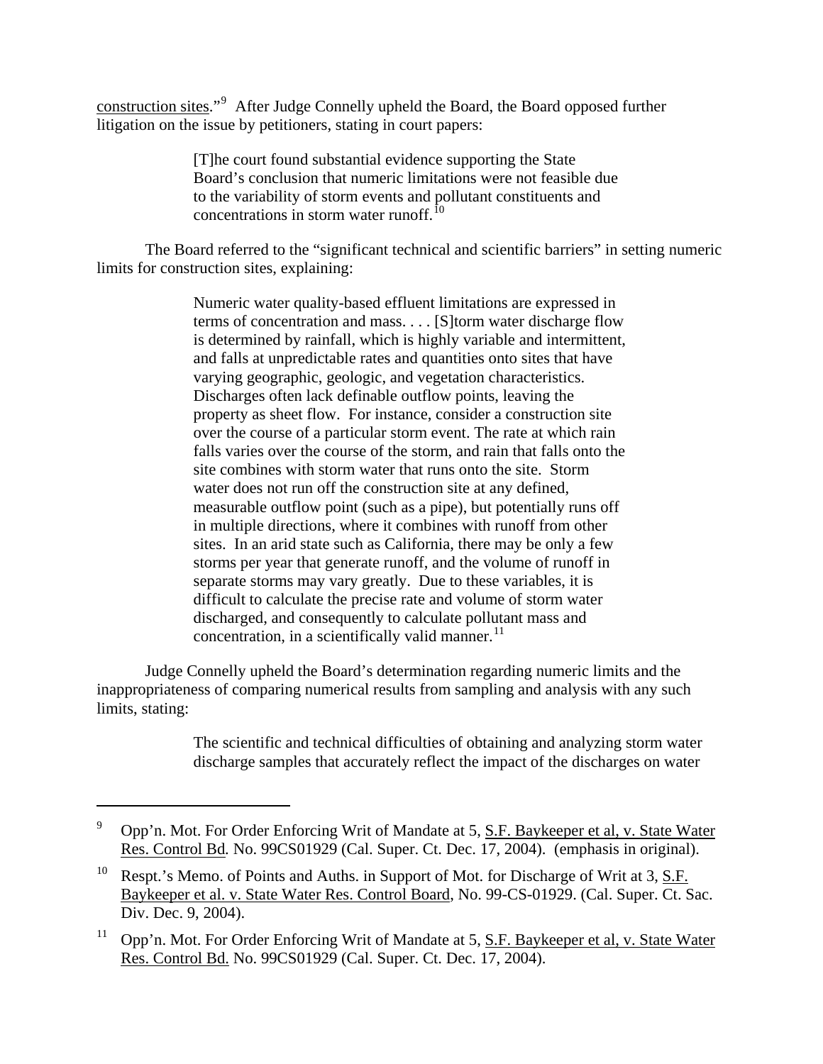construction sites."[9] After Judge Connelly upheld the Board, the Board opposed further litigation on the issue by petitioners, stating in court papers:

> [T]he court found substantial evidence supporting the State Board's conclusion that numeric limitations were not feasible due to the variability of storm events and pollutant constituents and concentrations in storm water runoff.[10]

The Board referred to the "significant technical and scientific barriers" in setting numeric limits for construction sites, explaining:

> Numeric water quality-based effluent limitations are expressed in terms of concentration and mass. . . . [S]torm water discharge flow is determined by rainfall, which is highly variable and intermittent, and falls at unpredictable rates and quantities onto sites that have varying geographic, geologic, and vegetation characteristics. Discharges often lack definable outflow points, leaving the property as sheet flow. For instance, consider a construction site over the course of a particular storm event. The rate at which rain falls varies over the course of the storm, and rain that falls onto the site combines with storm water that runs onto the site. Storm water does not run off the construction site at any defined, measurable outflow point (such as a pipe), but potentially runs off in multiple directions, where it combines with runoff from other sites. In an arid state such as California, there may be only a few storms per year that generate runoff, and the volume of runoff in separate storms may vary greatly. Due to these variables, it is difficult to calculate the precise rate and volume of storm water discharged, and consequently to calculate pollutant mass and concentration, in a scientifically valid manner.[11]

Judge Connelly upheld the Board's determination regarding numeric limits and the inappropriateness of comparing numerical results from sampling and analysis with any such limits, stating:

> The scientific and technical difficulties of obtaining and analyzing storm water discharge samples that accurately reflect the impact of the discharges on water

---

[9] Opp'n. Mot. For Order Enforcing Writ of Mandate at 5, S.F. Baykeeper et al, v. State Water Res. Control Bd. No. 99CS01929 (Cal. Super. Ct. Dec. 17, 2004). (emphasis in original).

[10] Respt.'s Memo. of Points and Auths. in Support of Mot. for Discharge of Writ at 3, S.F. Baykeeper et al. v. State Water Res. Control Board, No. 99-CS-01929. (Cal. Super. Ct. Sac. Div. Dec. 9, 2004).

[11] Opp'n. Mot. For Order Enforcing Writ of Mandate at 5, S.F. Baykeeper et al, v. State Water Res. Control Bd. No. 99CS01929 (Cal. Super. Ct. Dec. 17, 2004).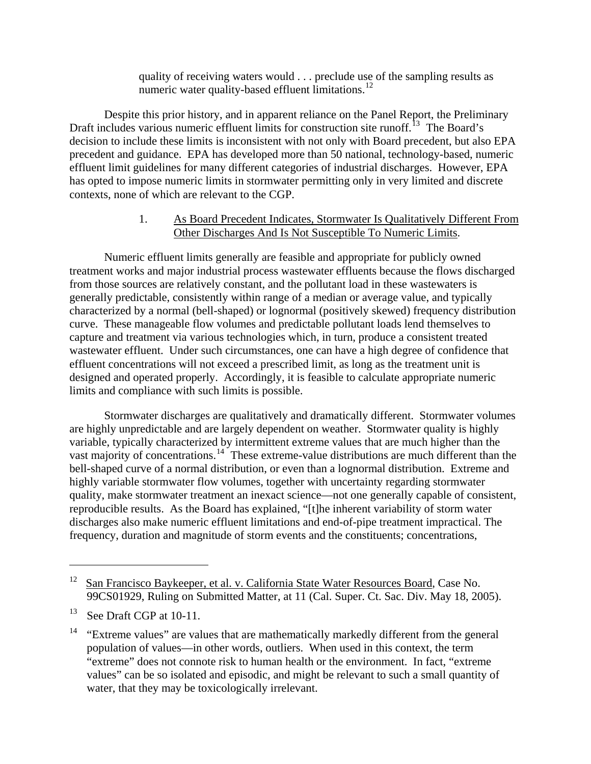> quality of receiving waters would . . . preclude use of the sampling results as numeric water quality-based effluent limitations.[12]

Despite this prior history, and in apparent reliance on the Panel Report, the Preliminary Draft includes various numeric effluent limits for construction site runoff.[13] The Board's decision to include these limits is inconsistent with not only with Board precedent, but also EPA precedent and guidance. EPA has developed more than 50 national, technology-based, numeric effluent limit guidelines for many different categories of industrial discharges. However, EPA has opted to impose numeric limits in stormwater permitting only in very limited and discrete contexts, none of which are relevant to the CGP.

1. <u>As Board Precedent Indicates, Stormwater Is Qualitatively Different From Other Discharges And Is Not Susceptible To Numeric Limits</u>.

Numeric effluent limits generally are feasible and appropriate for publicly owned treatment works and major industrial process wastewater effluents because the flows discharged from those sources are relatively constant, and the pollutant load in these wastewaters is generally predictable, consistently within range of a median or average value, and typically characterized by a normal (bell-shaped) or lognormal (positively skewed) frequency distribution curve. These manageable flow volumes and predictable pollutant loads lend themselves to capture and treatment via various technologies which, in turn, produce a consistent treated wastewater effluent. Under such circumstances, one can have a high degree of confidence that effluent concentrations will not exceed a prescribed limit, as long as the treatment unit is designed and operated properly. Accordingly, it is feasible to calculate appropriate numeric limits and compliance with such limits is possible.

Stormwater discharges are qualitatively and dramatically different. Stormwater volumes are highly unpredictable and are largely dependent on weather. Stormwater quality is highly variable, typically characterized by intermittent extreme values that are much higher than the vast majority of concentrations.[14] These extreme-value distributions are much different than the bell-shaped curve of a normal distribution, or even than a lognormal distribution. Extreme and highly variable stormwater flow volumes, together with uncertainty regarding stormwater quality, make stormwater treatment an inexact science—not one generally capable of consistent, reproducible results. As the Board has explained, "[t]he inherent variability of storm water discharges also make numeric effluent limitations and end-of-pipe treatment impractical. The frequency, duration and magnitude of storm events and the constituents; concentrations,

---

[12] <u>San Francisco Baykeeper, et al. v. California State Water Resources Board</u>, Case No. 99CS01929, Ruling on Submitted Matter, at 11 (Cal. Super. Ct. Sac. Div. May 18, 2005).

[13] See Draft CGP at 10-11.

[14] "Extreme values" are values that are mathematically markedly different from the general population of values—in other words, outliers. When used in this context, the term "extreme" does not connote risk to human health or the environment. In fact, "extreme values" can be so isolated and episodic, and might be relevant to such a small quantity of water, that they may be toxicologically irrelevant.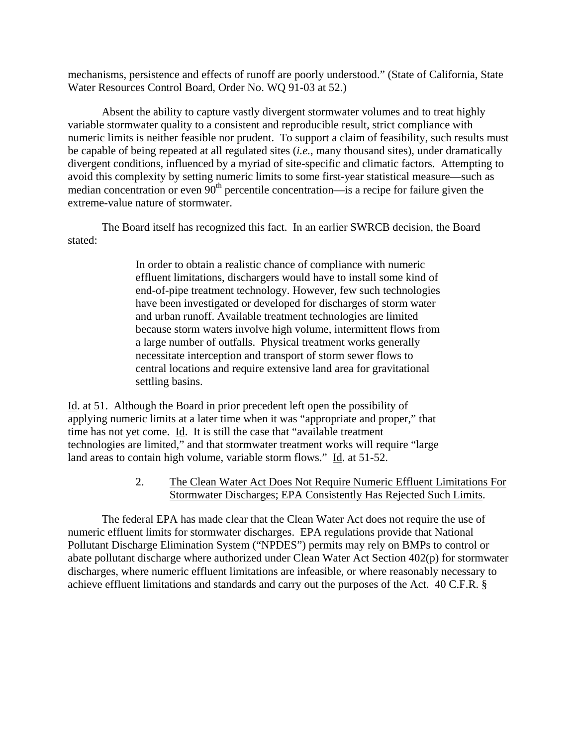mechanisms, persistence and effects of runoff are poorly understood." (State of California, State Water Resources Control Board, Order No. WQ 91-03 at 52.)

Absent the ability to capture vastly divergent stormwater volumes and to treat highly variable stormwater quality to a consistent and reproducible result, strict compliance with numeric limits is neither feasible nor prudent. To support a claim of feasibility, such results must be capable of being repeated at all regulated sites (*i.e.*, many thousand sites), under dramatically divergent conditions, influenced by a myriad of site-specific and climatic factors. Attempting to avoid this complexity by setting numeric limits to some first-year statistical measure—such as median concentration or even 90th percentile concentration—is a recipe for failure given the extreme-value nature of stormwater.

The Board itself has recognized this fact. In an earlier SWRCB decision, the Board stated:

> In order to obtain a realistic chance of compliance with numeric effluent limitations, dischargers would have to install some kind of end-of-pipe treatment technology. However, few such technologies have been investigated or developed for discharges of storm water and urban runoff. Available treatment technologies are limited because storm waters involve high volume, intermittent flows from a large number of outfalls. Physical treatment works generally necessitate interception and transport of storm sewer flows to central locations and require extensive land area for gravitational settling basins.

Id. at 51. Although the Board in prior precedent left open the possibility of applying numeric limits at a later time when it was "appropriate and proper," that time has not yet come. Id. It is still the case that "available treatment technologies are limited," and that stormwater treatment works will require "large land areas to contain high volume, variable storm flows." Id. at 51-52.

2. The Clean Water Act Does Not Require Numeric Effluent Limitations For Stormwater Discharges; EPA Consistently Has Rejected Such Limits.

The federal EPA has made clear that the Clean Water Act does not require the use of numeric effluent limits for stormwater discharges. EPA regulations provide that National Pollutant Discharge Elimination System ("NPDES") permits may rely on BMPs to control or abate pollutant discharge where authorized under Clean Water Act Section 402(p) for stormwater discharges, where numeric effluent limitations are infeasible, or where reasonably necessary to achieve effluent limitations and standards and carry out the purposes of the Act. 40 C.F.R. §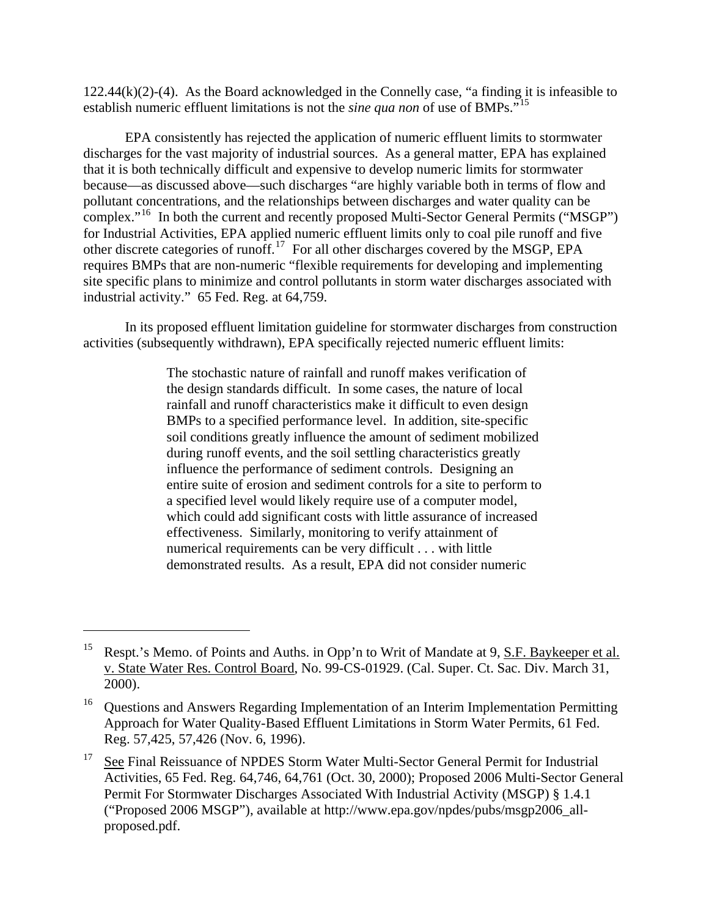122.44(k)(2)-(4). As the Board acknowledged in the Connelly case, "a finding it is infeasible to establish numeric effluent limitations is not the *sine qua non* of use of BMPs."[15]

EPA consistently has rejected the application of numeric effluent limits to stormwater discharges for the vast majority of industrial sources. As a general matter, EPA has explained that it is both technically difficult and expensive to develop numeric limits for stormwater because—as discussed above—such discharges "are highly variable both in terms of flow and pollutant concentrations, and the relationships between discharges and water quality can be complex."[16] In both the current and recently proposed Multi-Sector General Permits ("MSGP") for Industrial Activities, EPA applied numeric effluent limits only to coal pile runoff and five other discrete categories of runoff.[17] For all other discharges covered by the MSGP, EPA requires BMPs that are non-numeric "flexible requirements for developing and implementing site specific plans to minimize and control pollutants in storm water discharges associated with industrial activity." 65 Fed. Reg. at 64,759.

In its proposed effluent limitation guideline for stormwater discharges from construction activities (subsequently withdrawn), EPA specifically rejected numeric effluent limits:

> The stochastic nature of rainfall and runoff makes verification of the design standards difficult. In some cases, the nature of local rainfall and runoff characteristics make it difficult to even design BMPs to a specified performance level. In addition, site-specific soil conditions greatly influence the amount of sediment mobilized during runoff events, and the soil settling characteristics greatly influence the performance of sediment controls. Designing an entire suite of erosion and sediment controls for a site to perform to a specified level would likely require use of a computer model, which could add significant costs with little assurance of increased effectiveness. Similarly, monitoring to verify attainment of numerical requirements can be very difficult . . . with little demonstrated results. As a result, EPA did not consider numeric

---

[15] Respt.'s Memo. of Points and Auths. in Opp'n to Writ of Mandate at 9, S.F. Baykeeper et al. v. State Water Res. Control Board, No. 99-CS-01929. (Cal. Super. Ct. Sac. Div. March 31, 2000).

[16] Questions and Answers Regarding Implementation of an Interim Implementation Permitting Approach for Water Quality-Based Effluent Limitations in Storm Water Permits, 61 Fed. Reg. 57,425, 57,426 (Nov. 6, 1996).

[17] See Final Reissuance of NPDES Storm Water Multi-Sector General Permit for Industrial Activities, 65 Fed. Reg. 64,746, 64,761 (Oct. 30, 2000); Proposed 2006 Multi-Sector General Permit For Stormwater Discharges Associated With Industrial Activity (MSGP) § 1.4.1 ("Proposed 2006 MSGP"), available at http://www.epa.gov/npdes/pubs/msgp2006_all-proposed.pdf.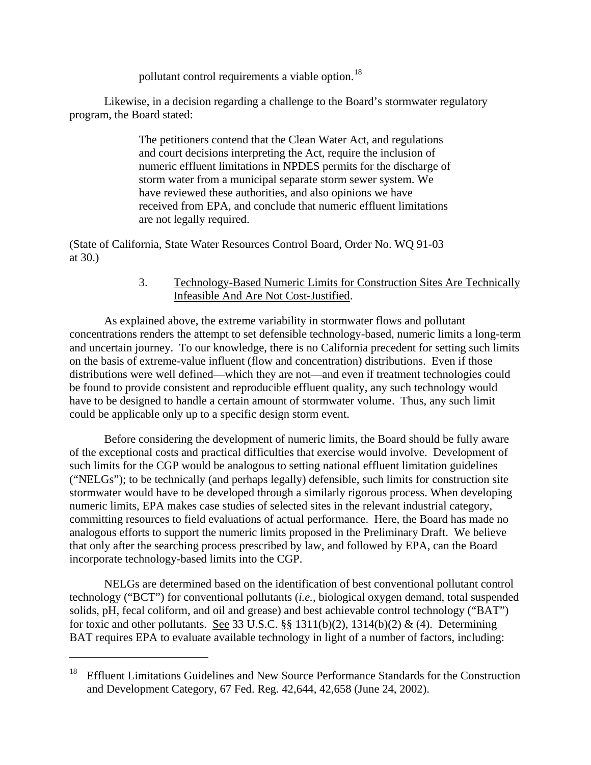pollutant control requirements a viable option.[18]

Likewise, in a decision regarding a challenge to the Board's stormwater regulatory program, the Board stated:

> The petitioners contend that the Clean Water Act, and regulations and court decisions interpreting the Act, require the inclusion of numeric effluent limitations in NPDES permits for the discharge of storm water from a municipal separate storm sewer system. We have reviewed these authorities, and also opinions we have received from EPA, and conclude that numeric effluent limitations are not legally required.

(State of California, State Water Resources Control Board, Order No. WQ 91-03 at 30.)

3. Technology-Based Numeric Limits for Construction Sites Are Technically Infeasible And Are Not Cost-Justified.

As explained above, the extreme variability in stormwater flows and pollutant concentrations renders the attempt to set defensible technology-based, numeric limits a long-term and uncertain journey. To our knowledge, there is no California precedent for setting such limits on the basis of extreme-value influent (flow and concentration) distributions. Even if those distributions were well defined—which they are not—and even if treatment technologies could be found to provide consistent and reproducible effluent quality, any such technology would have to be designed to handle a certain amount of stormwater volume. Thus, any such limit could be applicable only up to a specific design storm event.

Before considering the development of numeric limits, the Board should be fully aware of the exceptional costs and practical difficulties that exercise would involve. Development of such limits for the CGP would be analogous to setting national effluent limitation guidelines ("NELGs"); to be technically (and perhaps legally) defensible, such limits for construction site stormwater would have to be developed through a similarly rigorous process. When developing numeric limits, EPA makes case studies of selected sites in the relevant industrial category, committing resources to field evaluations of actual performance. Here, the Board has made no analogous efforts to support the numeric limits proposed in the Preliminary Draft. We believe that only after the searching process prescribed by law, and followed by EPA, can the Board incorporate technology-based limits into the CGP.

NELGs are determined based on the identification of best conventional pollutant control technology ("BCT") for conventional pollutants (*i.e.*, biological oxygen demand, total suspended solids, pH, fecal coliform, and oil and grease) and best achievable control technology ("BAT") for toxic and other pollutants. See 33 U.S.C. §§ 1311(b)(2), 1314(b)(2) & (4). Determining BAT requires EPA to evaluate available technology in light of a number of factors, including:

[18] Effluent Limitations Guidelines and New Source Performance Standards for the Construction and Development Category, 67 Fed. Reg. 42,644, 42,658 (June 24, 2002).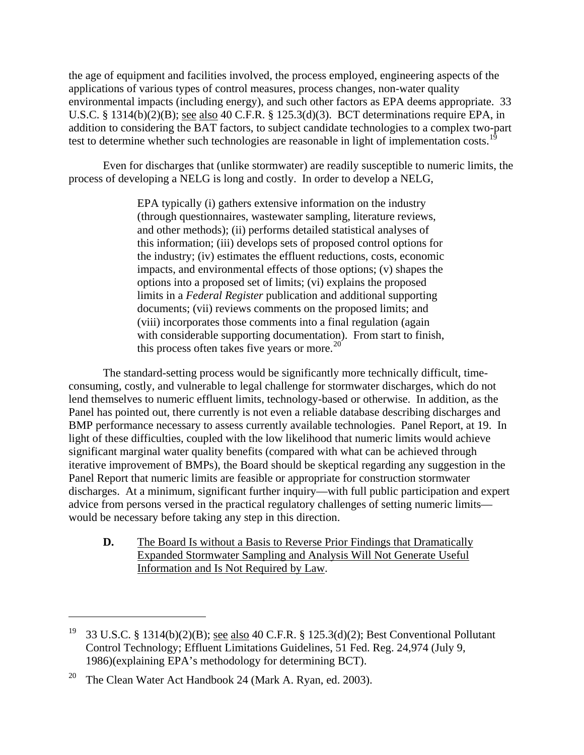the age of equipment and facilities involved, the process employed, engineering aspects of the applications of various types of control measures, process changes, non-water quality environmental impacts (including energy), and such other factors as EPA deems appropriate. 33 U.S.C. § 1314(b)(2)(B); see also 40 C.F.R. § 125.3(d)(3). BCT determinations require EPA, in addition to considering the BAT factors, to subject candidate technologies to a complex two-part test to determine whether such technologies are reasonable in light of implementation costs.[19]

Even for discharges that (unlike stormwater) are readily susceptible to numeric limits, the process of developing a NELG is long and costly. In order to develop a NELG,

> EPA typically (i) gathers extensive information on the industry (through questionnaires, wastewater sampling, literature reviews, and other methods); (ii) performs detailed statistical analyses of this information; (iii) develops sets of proposed control options for the industry; (iv) estimates the effluent reductions, costs, economic impacts, and environmental effects of those options; (v) shapes the options into a proposed set of limits; (vi) explains the proposed limits in a *Federal Register* publication and additional supporting documents; (vii) reviews comments on the proposed limits; and (viii) incorporates those comments into a final regulation (again with considerable supporting documentation). From start to finish, this process often takes five years or more.[20]

The standard-setting process would be significantly more technically difficult, time-consuming, costly, and vulnerable to legal challenge for stormwater discharges, which do not lend themselves to numeric effluent limits, technology-based or otherwise. In addition, as the Panel has pointed out, there currently is not even a reliable database describing discharges and BMP performance necessary to assess currently available technologies. Panel Report, at 19. In light of these difficulties, coupled with the low likelihood that numeric limits would achieve significant marginal water quality benefits (compared with what can be achieved through iterative improvement of BMPs), the Board should be skeptical regarding any suggestion in the Panel Report that numeric limits are feasible or appropriate for construction stormwater discharges. At a minimum, significant further inquiry—with full public participation and expert advice from persons versed in the practical regulatory challenges of setting numeric limits—would be necessary before taking any step in this direction.

**D.** The Board Is without a Basis to Reverse Prior Findings that Dramatically Expanded Stormwater Sampling and Analysis Will Not Generate Useful Information and Is Not Required by Law.

---

[19] 33 U.S.C. § 1314(b)(2)(B); see also 40 C.F.R. § 125.3(d)(2); Best Conventional Pollutant Control Technology; Effluent Limitations Guidelines, 51 Fed. Reg. 24,974 (July 9, 1986)(explaining EPA's methodology for determining BCT).

[20] The Clean Water Act Handbook 24 (Mark A. Ryan, ed. 2003).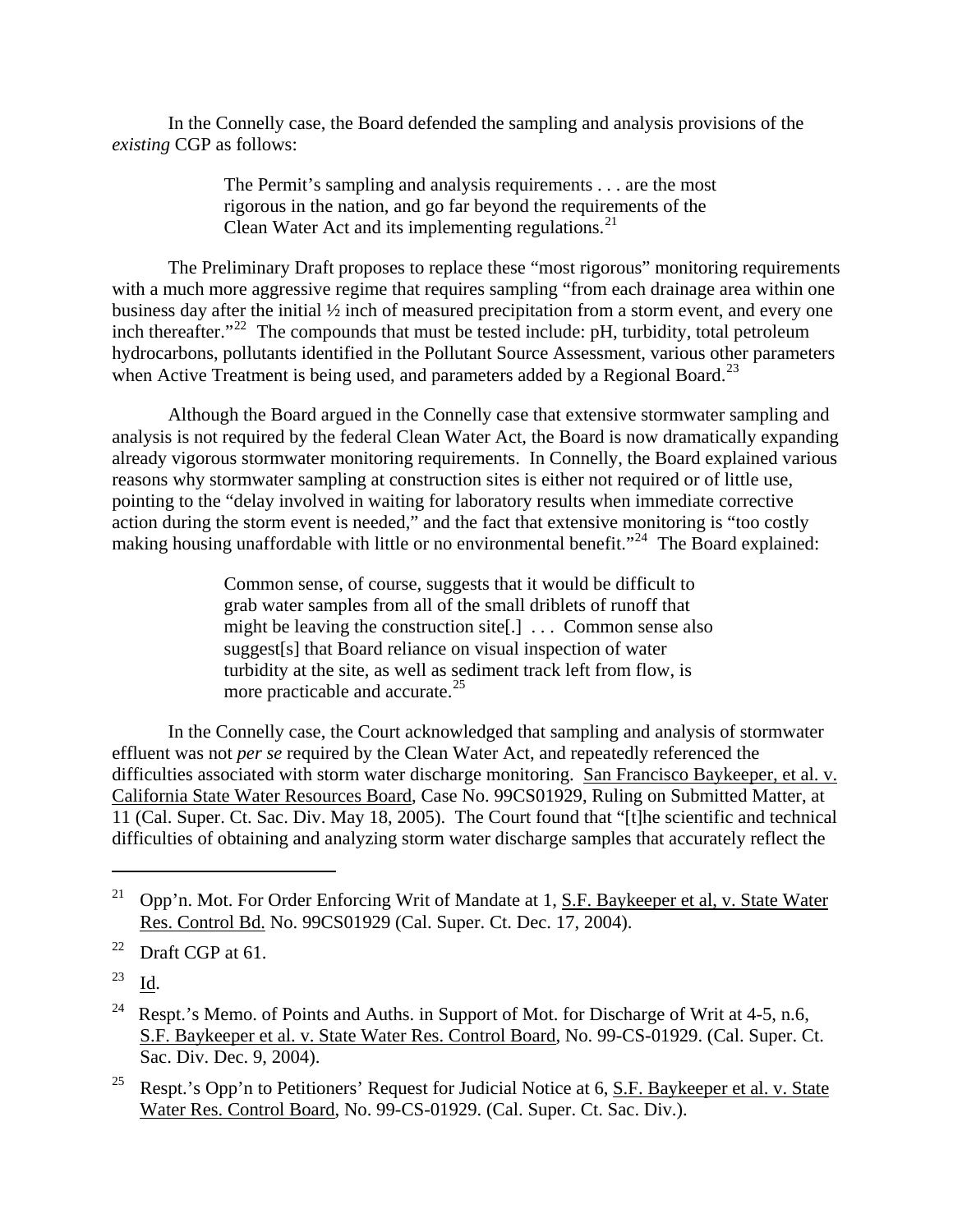In the Connelly case, the Board defended the sampling and analysis provisions of the *existing* CGP as follows:

> The Permit's sampling and analysis requirements . . . are the most rigorous in the nation, and go far beyond the requirements of the Clean Water Act and its implementing regulations.[21]

The Preliminary Draft proposes to replace these "most rigorous" monitoring requirements with a much more aggressive regime that requires sampling "from each drainage area within one business day after the initial ½ inch of measured precipitation from a storm event, and every one inch thereafter."[22] The compounds that must be tested include: pH, turbidity, total petroleum hydrocarbons, pollutants identified in the Pollutant Source Assessment, various other parameters when Active Treatment is being used, and parameters added by a Regional Board.[23]

Although the Board argued in the Connelly case that extensive stormwater sampling and analysis is not required by the federal Clean Water Act, the Board is now dramatically expanding already vigorous stormwater monitoring requirements. In Connelly, the Board explained various reasons why stormwater sampling at construction sites is either not required or of little use, pointing to the "delay involved in waiting for laboratory results when immediate corrective action during the storm event is needed," and the fact that extensive monitoring is "too costly making housing unaffordable with little or no environmental benefit."[24] The Board explained:

> Common sense, of course, suggests that it would be difficult to grab water samples from all of the small driblets of runoff that might be leaving the construction site[.] . . . Common sense also suggest[s] that Board reliance on visual inspection of water turbidity at the site, as well as sediment track left from flow, is more practicable and accurate.[25]

In the Connelly case, the Court acknowledged that sampling and analysis of stormwater effluent was not *per se* required by the Clean Water Act, and repeatedly referenced the difficulties associated with storm water discharge monitoring. San Francisco Baykeeper, et al. v. California State Water Resources Board, Case No. 99CS01929, Ruling on Submitted Matter, at 11 (Cal. Super. Ct. Sac. Div. May 18, 2005). The Court found that "[t]he scientific and technical difficulties of obtaining and analyzing storm water discharge samples that accurately reflect the

---

[21] Opp'n. Mot. For Order Enforcing Writ of Mandate at 1, S.F. Baykeeper et al, v. State Water Res. Control Bd. No. 99CS01929 (Cal. Super. Ct. Dec. 17, 2004).

[22] Draft CGP at 61.

[23] Id.

[24] Respt.'s Memo. of Points and Auths. in Support of Mot. for Discharge of Writ at 4-5, n.6, S.F. Baykeeper et al. v. State Water Res. Control Board, No. 99-CS-01929. (Cal. Super. Ct. Sac. Div. Dec. 9, 2004).

[25] Respt.'s Opp'n to Petitioners' Request for Judicial Notice at 6, S.F. Baykeeper et al. v. State Water Res. Control Board, No. 99-CS-01929. (Cal. Super. Ct. Sac. Div.).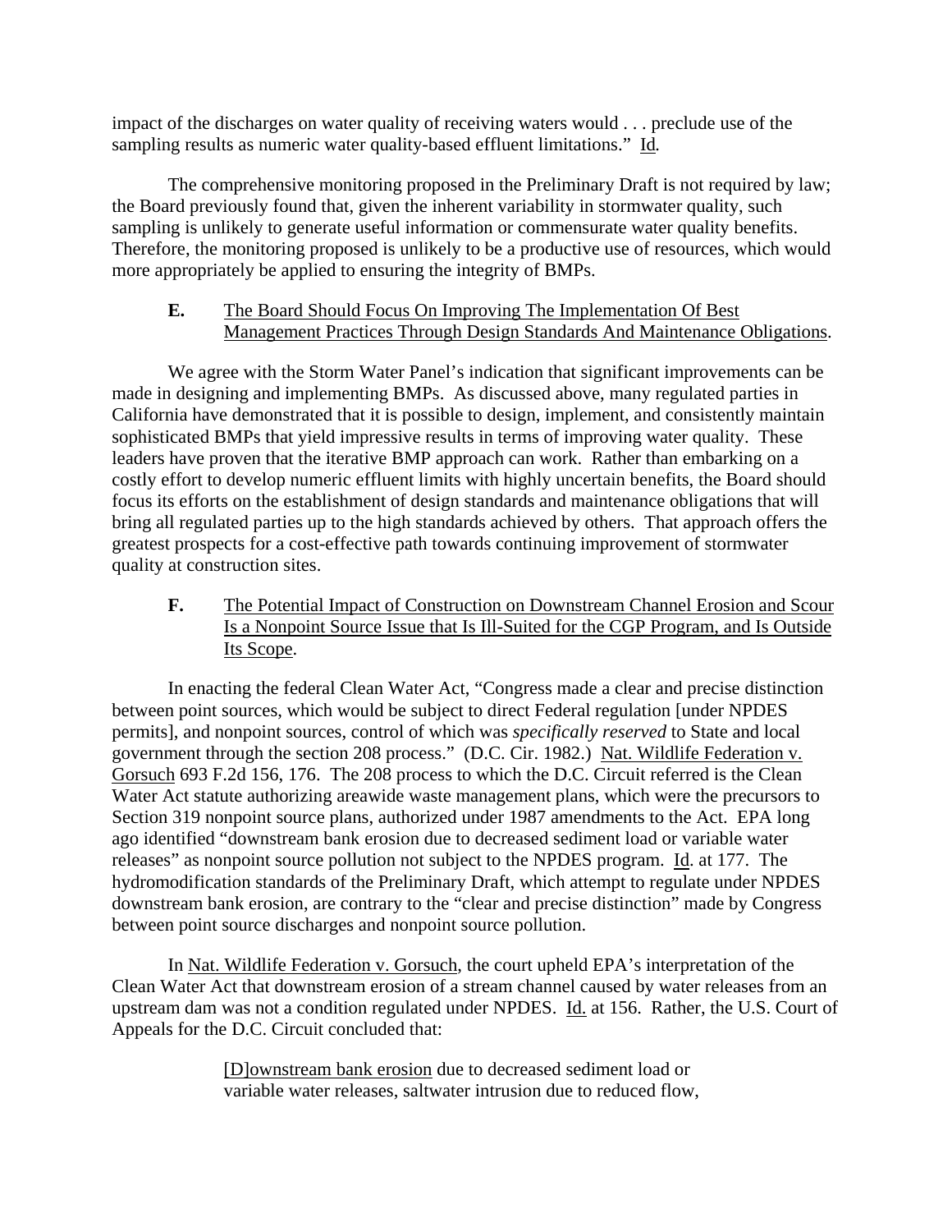impact of the discharges on water quality of receiving waters would . . . preclude use of the sampling results as numeric water quality-based effluent limitations." Id.

The comprehensive monitoring proposed in the Preliminary Draft is not required by law; the Board previously found that, given the inherent variability in stormwater quality, such sampling is unlikely to generate useful information or commensurate water quality benefits. Therefore, the monitoring proposed is unlikely to be a productive use of resources, which would more appropriately be applied to ensuring the integrity of BMPs.

**E.** The Board Should Focus On Improving The Implementation Of Best Management Practices Through Design Standards And Maintenance Obligations.

We agree with the Storm Water Panel's indication that significant improvements can be made in designing and implementing BMPs. As discussed above, many regulated parties in California have demonstrated that it is possible to design, implement, and consistently maintain sophisticated BMPs that yield impressive results in terms of improving water quality. These leaders have proven that the iterative BMP approach can work. Rather than embarking on a costly effort to develop numeric effluent limits with highly uncertain benefits, the Board should focus its efforts on the establishment of design standards and maintenance obligations that will bring all regulated parties up to the high standards achieved by others. That approach offers the greatest prospects for a cost-effective path towards continuing improvement of stormwater quality at construction sites.

**F.** The Potential Impact of Construction on Downstream Channel Erosion and Scour Is a Nonpoint Source Issue that Is Ill-Suited for the CGP Program, and Is Outside Its Scope.

In enacting the federal Clean Water Act, "Congress made a clear and precise distinction between point sources, which would be subject to direct Federal regulation [under NPDES permits], and nonpoint sources, control of which was *specifically reserved* to State and local government through the section 208 process." (D.C. Cir. 1982.) Nat. Wildlife Federation v. Gorsuch 693 F.2d 156, 176. The 208 process to which the D.C. Circuit referred is the Clean Water Act statute authorizing areawide waste management plans, which were the precursors to Section 319 nonpoint source plans, authorized under 1987 amendments to the Act. EPA long ago identified "downstream bank erosion due to decreased sediment load or variable water releases" as nonpoint source pollution not subject to the NPDES program. Id. at 177. The hydromodification standards of the Preliminary Draft, which attempt to regulate under NPDES downstream bank erosion, are contrary to the "clear and precise distinction" made by Congress between point source discharges and nonpoint source pollution.

In Nat. Wildlife Federation v. Gorsuch, the court upheld EPA's interpretation of the Clean Water Act that downstream erosion of a stream channel caused by water releases from an upstream dam was not a condition regulated under NPDES. Id. at 156. Rather, the U.S. Court of Appeals for the D.C. Circuit concluded that:

> [D]ownstream bank erosion due to decreased sediment load or variable water releases, saltwater intrusion due to reduced flow,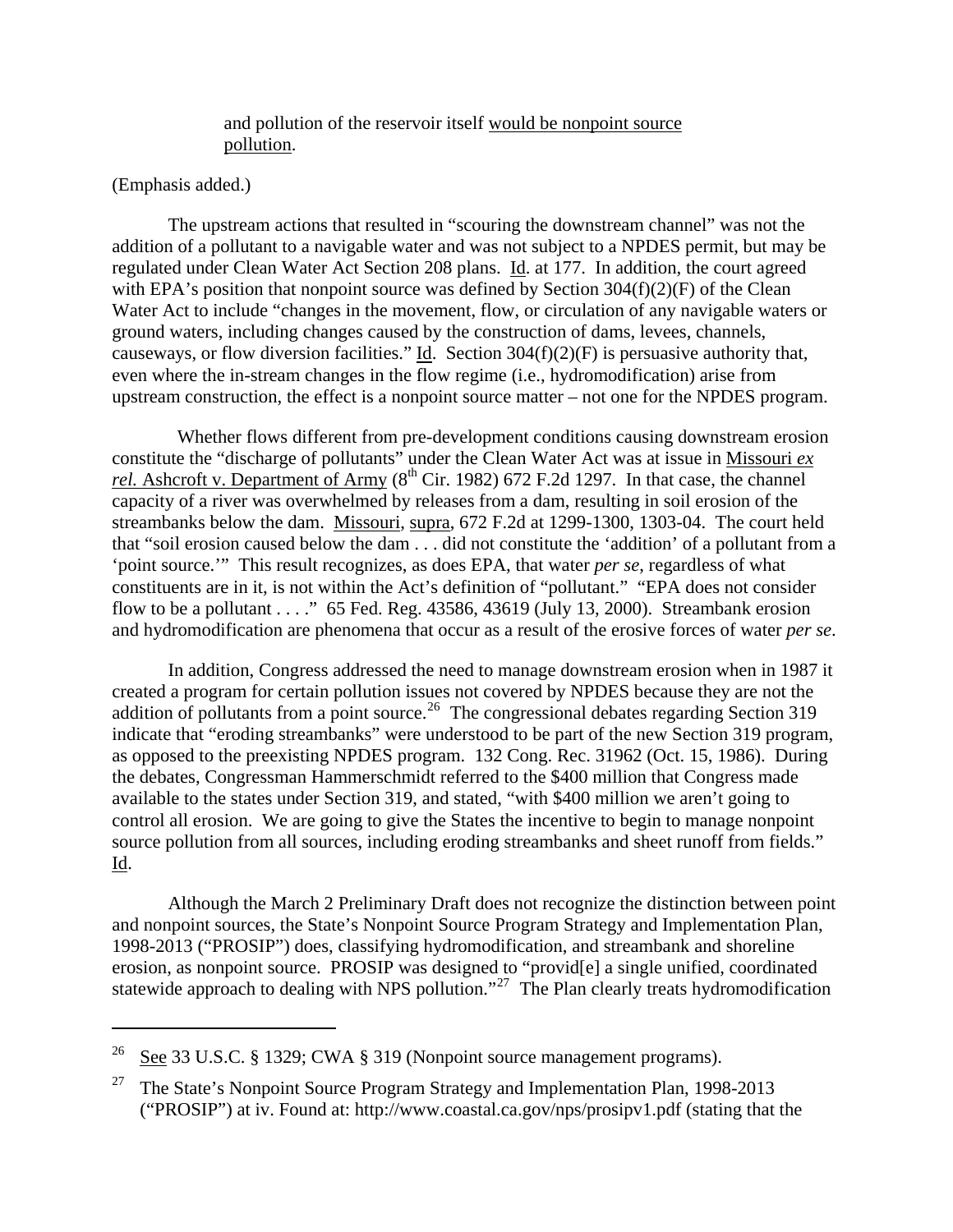> and pollution of the reservoir itself <u>would be nonpoint source pollution</u>.

(Emphasis added.)

The upstream actions that resulted in "scouring the downstream channel" was not the addition of a pollutant to a navigable water and was not subject to a NPDES permit, but may be regulated under Clean Water Act Section 208 plans. <u>Id</u>. at 177. In addition, the court agreed with EPA's position that nonpoint source was defined by Section 304(f)(2)(F) of the Clean Water Act to include "changes in the movement, flow, or circulation of any navigable waters or ground waters, including changes caused by the construction of dams, levees, channels, causeways, or flow diversion facilities." <u>Id</u>. Section 304(f)(2)(F) is persuasive authority that, even where the in-stream changes in the flow regime (i.e., hydromodification) arise from upstream construction, the effect is a nonpoint source matter – not one for the NPDES program.

Whether flows different from pre-development conditions causing downstream erosion constitute the "discharge of pollutants" under the Clean Water Act was at issue in <u>Missouri *ex rel.* Ashcroft v. Department of Army</u> (8th Cir. 1982) 672 F.2d 1297. In that case, the channel capacity of a river was overwhelmed by releases from a dam, resulting in soil erosion of the streambanks below the dam. <u>Missouri</u>, <u>supra</u>, 672 F.2d at 1299-1300, 1303-04. The court held that "soil erosion caused below the dam . . . did not constitute the 'addition' of a pollutant from a 'point source.'" This result recognizes, as does EPA, that water *per se*, regardless of what constituents are in it, is not within the Act's definition of "pollutant." "EPA does not consider flow to be a pollutant . . . ." 65 Fed. Reg. 43586, 43619 (July 13, 2000). Streambank erosion and hydromodification are phenomena that occur as a result of the erosive forces of water *per se*.

In addition, Congress addressed the need to manage downstream erosion when in 1987 it created a program for certain pollution issues not covered by NPDES because they are not the addition of pollutants from a point source.[26] The congressional debates regarding Section 319 indicate that "eroding streambanks" were understood to be part of the new Section 319 program, as opposed to the preexisting NPDES program. 132 Cong. Rec. 31962 (Oct. 15, 1986). During the debates, Congressman Hammerschmidt referred to the $400 million that Congress made available to the states under Section 319, and stated, "with $400 million we aren't going to control all erosion. We are going to give the States the incentive to begin to manage nonpoint source pollution from all sources, including eroding streambanks and sheet runoff from fields." <u>Id</u>.

Although the March 2 Preliminary Draft does not recognize the distinction between point and nonpoint sources, the State's Nonpoint Source Program Strategy and Implementation Plan, 1998-2013 ("PROSIP") does, classifying hydromodification, and streambank and shoreline erosion, as nonpoint source. PROSIP was designed to "provid[e] a single unified, coordinated statewide approach to dealing with NPS pollution."[27] The Plan clearly treats hydromodification

---

[26] <u>See</u> 33 U.S.C. § 1329; CWA § 319 (Nonpoint source management programs).

[27] The State's Nonpoint Source Program Strategy and Implementation Plan, 1998-2013 ("PROSIP") at iv. Found at: http://www.coastal.ca.gov/nps/prosipv1.pdf (stating that the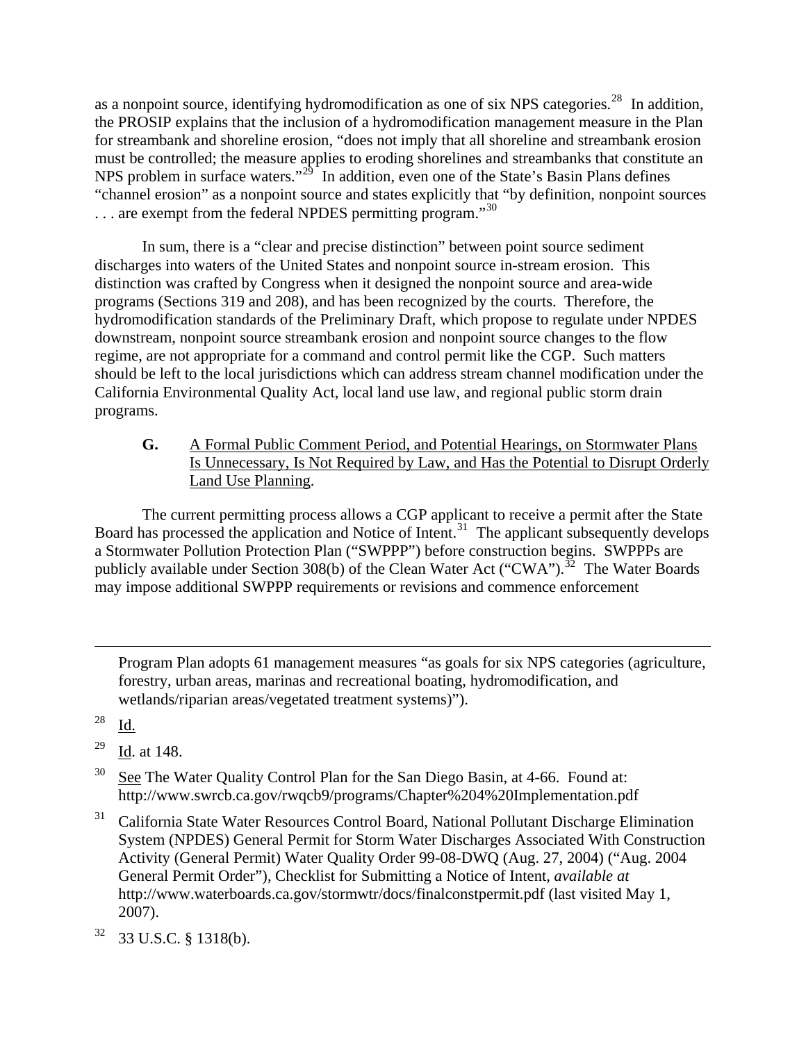as a nonpoint source, identifying hydromodification as one of six NPS categories.[28] In addition, the PROSIP explains that the inclusion of a hydromodification management measure in the Plan for streambank and shoreline erosion, "does not imply that all shoreline and streambank erosion must be controlled; the measure applies to eroding shorelines and streambanks that constitute an NPS problem in surface waters."[29] In addition, even one of the State's Basin Plans defines "channel erosion" as a nonpoint source and states explicitly that "by definition, nonpoint sources . . . are exempt from the federal NPDES permitting program."[30]

In sum, there is a "clear and precise distinction" between point source sediment discharges into waters of the United States and nonpoint source in-stream erosion. This distinction was crafted by Congress when it designed the nonpoint source and area-wide programs (Sections 319 and 208), and has been recognized by the courts. Therefore, the hydromodification standards of the Preliminary Draft, which propose to regulate under NPDES downstream, nonpoint source streambank erosion and nonpoint source changes to the flow regime, are not appropriate for a command and control permit like the CGP. Such matters should be left to the local jurisdictions which can address stream channel modification under the California Environmental Quality Act, local land use law, and regional public storm drain programs.

**G.** A Formal Public Comment Period, and Potential Hearings, on Stormwater Plans Is Unnecessary, Is Not Required by Law, and Has the Potential to Disrupt Orderly Land Use Planning.

The current permitting process allows a CGP applicant to receive a permit after the State Board has processed the application and Notice of Intent.[31] The applicant subsequently develops a Stormwater Pollution Protection Plan ("SWPPP") before construction begins. SWPPPs are publicly available under Section 308(b) of the Clean Water Act ("CWA").[32] The Water Boards may impose additional SWPPP requirements or revisions and commence enforcement

---

Program Plan adopts 61 management measures "as goals for six NPS categories (agriculture, forestry, urban areas, marinas and recreational boating, hydromodification, and wetlands/riparian areas/vegetated treatment systems)").

[28] Id.

[29] Id. at 148.

[30] See The Water Quality Control Plan for the San Diego Basin, at 4-66. Found at: http://www.swrcb.ca.gov/rwqcb9/programs/Chapter%204%20Implementation.pdf

[31] California State Water Resources Control Board, National Pollutant Discharge Elimination System (NPDES) General Permit for Storm Water Discharges Associated With Construction Activity (General Permit) Water Quality Order 99-08-DWQ (Aug. 27, 2004) ("Aug. 2004 General Permit Order"), Checklist for Submitting a Notice of Intent, *available at* http://www.waterboards.ca.gov/stormwtr/docs/finalconstpermit.pdf (last visited May 1, 2007).

[32] 33 U.S.C. § 1318(b).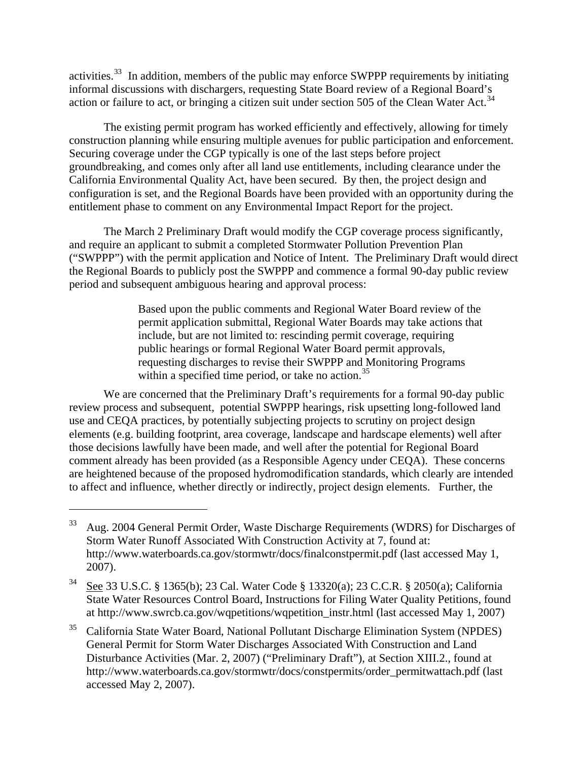activities.[33] In addition, members of the public may enforce SWPPP requirements by initiating informal discussions with dischargers, requesting State Board review of a Regional Board's action or failure to act, or bringing a citizen suit under section 505 of the Clean Water Act.[34]

The existing permit program has worked efficiently and effectively, allowing for timely construction planning while ensuring multiple avenues for public participation and enforcement. Securing coverage under the CGP typically is one of the last steps before project groundbreaking, and comes only after all land use entitlements, including clearance under the California Environmental Quality Act, have been secured. By then, the project design and configuration is set, and the Regional Boards have been provided with an opportunity during the entitlement phase to comment on any Environmental Impact Report for the project.

The March 2 Preliminary Draft would modify the CGP coverage process significantly, and require an applicant to submit a completed Stormwater Pollution Prevention Plan ("SWPPP") with the permit application and Notice of Intent. The Preliminary Draft would direct the Regional Boards to publicly post the SWPPP and commence a formal 90-day public review period and subsequent ambiguous hearing and approval process:

> Based upon the public comments and Regional Water Board review of the permit application submittal, Regional Water Boards may take actions that include, but are not limited to: rescinding permit coverage, requiring public hearings or formal Regional Water Board permit approvals, requesting discharges to revise their SWPPP and Monitoring Programs within a specified time period, or take no action.[35]

We are concerned that the Preliminary Draft's requirements for a formal 90-day public review process and subsequent, potential SWPPP hearings, risk upsetting long-followed land use and CEQA practices, by potentially subjecting projects to scrutiny on project design elements (e.g. building footprint, area coverage, landscape and hardscape elements) well after those decisions lawfully have been made, and well after the potential for Regional Board comment already has been provided (as a Responsible Agency under CEQA). These concerns are heightened because of the proposed hydromodification standards, which clearly are intended to affect and influence, whether directly or indirectly, project design elements. Further, the

---

[33] Aug. 2004 General Permit Order, Waste Discharge Requirements (WDRS) for Discharges of Storm Water Runoff Associated With Construction Activity at 7, found at: http://www.waterboards.ca.gov/stormwtr/docs/finalconstpermit.pdf (last accessed May 1, 2007).

[34] See 33 U.S.C. § 1365(b); 23 Cal. Water Code § 13320(a); 23 C.C.R. § 2050(a); California State Water Resources Control Board, Instructions for Filing Water Quality Petitions, found at http://www.swrcb.ca.gov/wqpetitions/wqpetition_instr.html (last accessed May 1, 2007)

[35] California State Water Board, National Pollutant Discharge Elimination System (NPDES) General Permit for Storm Water Discharges Associated With Construction and Land Disturbance Activities (Mar. 2, 2007) ("Preliminary Draft"), at Section XIII.2., found at http://www.waterboards.ca.gov/stormwtr/docs/constpermits/order_permitwattach.pdf (last accessed May 2, 2007).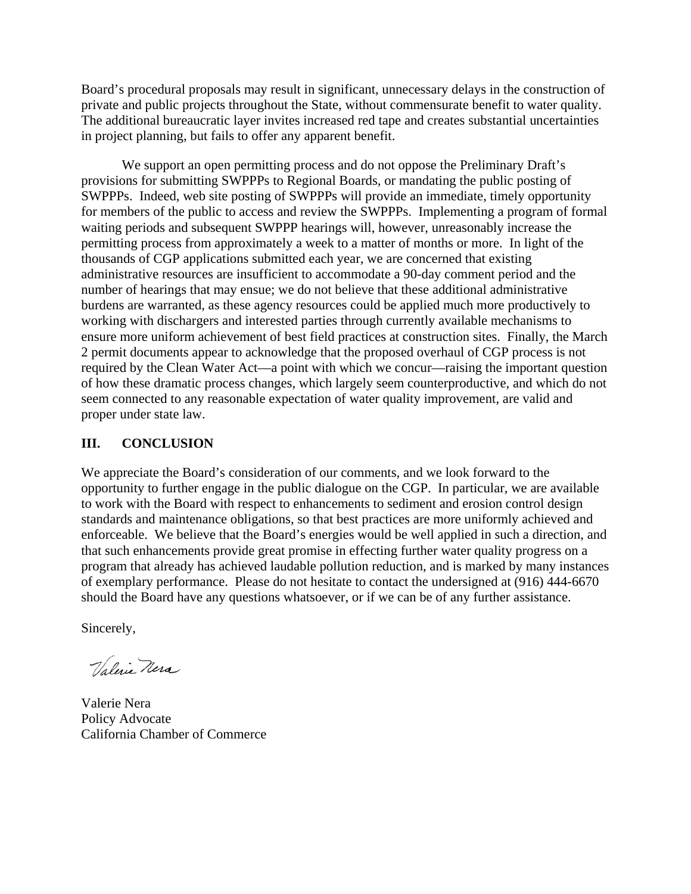Board's procedural proposals may result in significant, unnecessary delays in the construction of private and public projects throughout the State, without commensurate benefit to water quality. The additional bureaucratic layer invites increased red tape and creates substantial uncertainties in project planning, but fails to offer any apparent benefit.

We support an open permitting process and do not oppose the Preliminary Draft's provisions for submitting SWPPPs to Regional Boards, or mandating the public posting of SWPPPs. Indeed, web site posting of SWPPPs will provide an immediate, timely opportunity for members of the public to access and review the SWPPPs. Implementing a program of formal waiting periods and subsequent SWPPP hearings will, however, unreasonably increase the permitting process from approximately a week to a matter of months or more. In light of the thousands of CGP applications submitted each year, we are concerned that existing administrative resources are insufficient to accommodate a 90-day comment period and the number of hearings that may ensue; we do not believe that these additional administrative burdens are warranted, as these agency resources could be applied much more productively to working with dischargers and interested parties through currently available mechanisms to ensure more uniform achievement of best field practices at construction sites. Finally, the March 2 permit documents appear to acknowledge that the proposed overhaul of CGP process is not required by the Clean Water Act—a point with which we concur—raising the important question of how these dramatic process changes, which largely seem counterproductive, and which do not seem connected to any reasonable expectation of water quality improvement, are valid and proper under state law.

## III. CONCLUSION

We appreciate the Board's consideration of our comments, and we look forward to the opportunity to further engage in the public dialogue on the CGP. In particular, we are available to work with the Board with respect to enhancements to sediment and erosion control design standards and maintenance obligations, so that best practices are more uniformly achieved and enforceable. We believe that the Board's energies would be well applied in such a direction, and that such enhancements provide great promise in effecting further water quality progress on a program that already has achieved laudable pollution reduction, and is marked by many instances of exemplary performance. Please do not hesitate to contact the undersigned at (916) 444-6670 should the Board have any questions whatsoever, or if we can be of any further assistance.

Sincerely,

Valerie Nera

Valerie Nera
Policy Advocate
California Chamber of Commerce